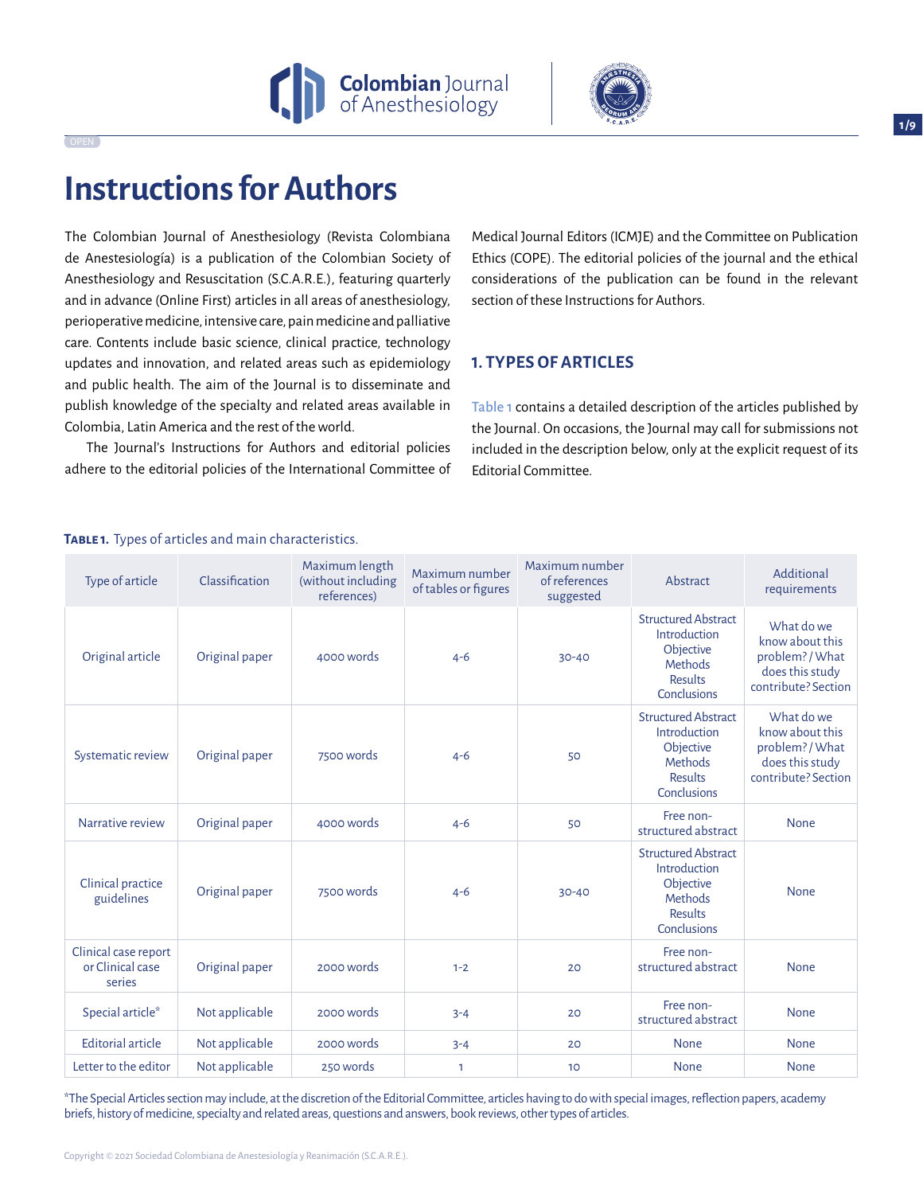OPEN

# Instructions for Authors

The Colombian Journal of Anesthesiology (Revista Colombiana de Anestesiología) is a publication of the Colombian Society of Anesthesiology and Resuscitation (S.C.A.R.E.), featuring quarterly and in advance (Online First) articles in all areas of anesthesiology, perioperative medicine, intensive care, pain medicine and palliative care. Contents include basic science, clinical practice, technology updates and innovation, and related areas such as epidemiology and public health. The aim of the Journal is to disseminate and publish knowledge of the specialty and related areas available in Colombia, Latin America and the rest of the world.

The Journal's Instructions for Authors and editorial policies adhere to the editorial policies of the International Committee of Medical Journal Editors (ICMJE) and the Committee on Publication Ethics (COPE). The editorial policies of the journal and the ethical considerations of the publication can be found in the relevant section of these Instructions for Authors.

## 1. TYPES OF ARTICLES

Table 1 contains a detailed description of the articles published by the Journal. On occasions, the Journal may call for submissions not included in the description below, only at the explicit request of its Editorial Committee.

**TABLE 1.** Types of articles and main characteristics.

| Type of article | Classification | Maximum length (without including references) | Maximum number of tables or figures | Maximum number of references suggested | Abstract | Additional requirements |
|---|---|---|---|---|---|---|
| Original article | Original paper | 4000 words | 4-6 | 30-40 | Structured Abstract Introduction Objective Methods Results Conclusions | What do we know about this problem? / What does this study contribute? Section |
| Systematic review | Original paper | 7500 words | 4-6 | 50 | Structured Abstract Introduction Objective Methods Results Conclusions | What do we know about this problem? / What does this study contribute? Section |
| Narrative review | Original paper | 4000 words | 4-6 | 50 | Free non-structured abstract | None |
| Clinical practice guidelines | Original paper | 7500 words | 4-6 | 30-40 | Structured Abstract Introduction Objective Methods Results Conclusions | None |
| Clinical case report or Clinical case series | Original paper | 2000 words | 1-2 | 20 | Free non-structured abstract | None |
| Special article* | Not applicable | 2000 words | 3-4 | 20 | Free non-structured abstract | None |
| Editorial article | Not applicable | 2000 words | 3-4 | 20 | None | None |
| Letter to the editor | Not applicable | 250 words | 1 | 10 | None | None |

*The Special Articles section may include, at the discretion of the Editorial Committee, articles having to do with special images, reflection papers, academy briefs, history of medicine, specialty and related areas, questions and answers, book reviews, other types of articles.

Copyright © 2021 Sociedad Colombiana de Anestesiología y Reanimación (S.C.A.R.E.).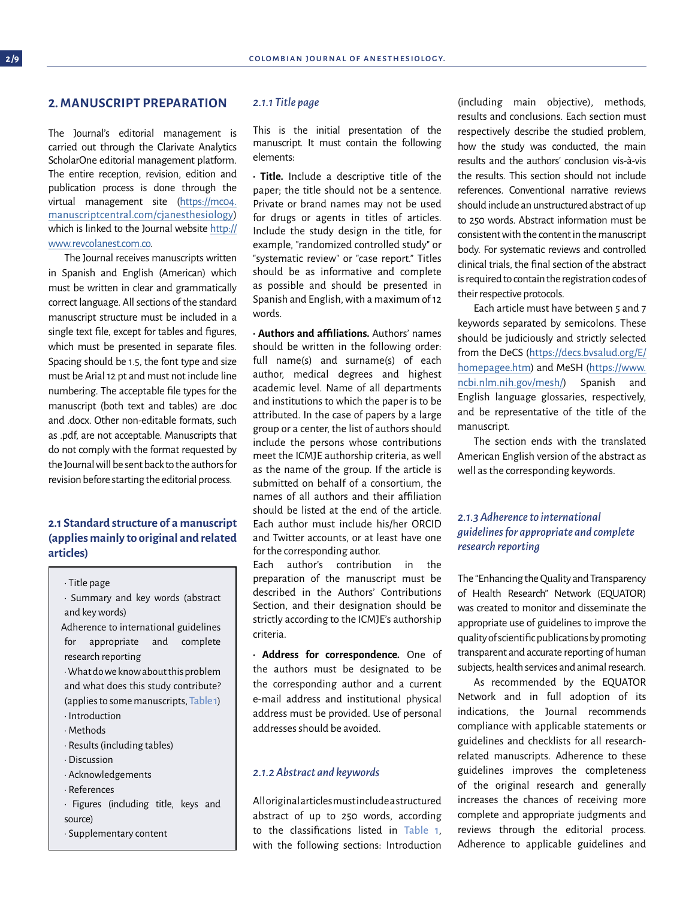## 2. MANUSCRIPT PREPARATION

The Journal's editorial management is carried out through the Clarivate Analytics ScholarOne editorial management platform. The entire reception, revision, edition and publication process is done through the virtual management site (https://mc04.manuscriptcentral.com/cjanesthesiology) which is linked to the Journal website http://www.revcolanest.com.co.

The Journal receives manuscripts written in Spanish and English (American) which must be written in clear and grammatically correct language. All sections of the standard manuscript structure must be included in a single text file, except for tables and figures, which must be presented in separate files. Spacing should be 1.5, the font type and size must be Arial 12 pt and must not include line numbering. The acceptable file types for the manuscript (both text and tables) are .doc and .docx. Other non-editable formats, such as .pdf, are not acceptable. Manuscripts that do not comply with the format requested by the Journal will be sent back to the authors for revision before starting the editorial process.

### 2.1 Standard structure of a manuscript (applies mainly to original and related articles)

- Title page
- Summary and key words (abstract and key words)
- Adherence to international guidelines for appropriate and complete research reporting
- What do we know about this problem and what does this study contribute? (applies to some manuscripts, Table 1)
- Introduction
- Methods
- Results (including tables)
- Discussion
- Acknowledgements
- References
- Figures (including title, keys and source)
- Supplementary content

#### *2.1.1 Title page*

This is the initial presentation of the manuscript. It must contain the following elements:

- **Title.** Include a descriptive title of the paper; the title should not be a sentence. Private or brand names may not be used for drugs or agents in titles of articles. Include the study design in the title, for example, "randomized controlled study" or "systematic review" or "case report." Titles should be as informative and complete as possible and should be presented in Spanish and English, with a maximum of 12 words.

- **Authors and affiliations.** Authors' names should be written in the following order: full name(s) and surname(s) of each author, medical degrees and highest academic level. Name of all departments and institutions to which the paper is to be attributed. In the case of papers by a large group or a center, the list of authors should include the persons whose contributions meet the ICMJE authorship criteria, as well as the name of the group. If the article is submitted on behalf of a consortium, the names of all authors and their affiliation should be listed at the end of the article. Each author must include his/her ORCID and Twitter accounts, or at least have one for the corresponding author.
Each author's contribution in the preparation of the manuscript must be described in the Authors' Contributions Section, and their designation should be strictly according to the ICMJE's authorship criteria.

- **Address for correspondence.** One of the authors must be designated to be the corresponding author and a current e-mail address and institutional physical address must be provided. Use of personal addresses should be avoided.

#### *2.1.2 Abstract and keywords*

All original articles must include a structured abstract of up to 250 words, according to the classifications listed in Table 1, with the following sections: Introduction (including main objective), methods, results and conclusions. Each section must respectively describe the studied problem, how the study was conducted, the main results and the authors' conclusion vis-à-vis the results. This section should not include references. Conventional narrative reviews should include an unstructured abstract of up to 250 words. Abstract information must be consistent with the content in the manuscript body. For systematic reviews and controlled clinical trials, the final section of the abstract is required to contain the registration codes of their respective protocols.

Each article must have between 5 and 7 keywords separated by semicolons. These should be judiciously and strictly selected from the DeCS (https://decs.bvsalud.org/E/homepagee.htm) and MeSH (https://www.ncbi.nlm.nih.gov/mesh/) Spanish and English language glossaries, respectively, and be representative of the title of the manuscript.

The section ends with the translated American English version of the abstract as well as the corresponding keywords.

#### *2.1.3 Adherence to international guidelines for appropriate and complete research reporting*

The "Enhancing the Quality and Transparency of Health Research" Network (EQUATOR) was created to monitor and disseminate the appropriate use of guidelines to improve the quality of scientific publications by promoting transparent and accurate reporting of human subjects, health services and animal research.

As recommended by the EQUATOR Network and in full adoption of its indications, the Journal recommends compliance with applicable statements or guidelines and checklists for all research-related manuscripts. Adherence to these guidelines improves the completeness of the original research and generally increases the chances of receiving more complete and appropriate judgments and reviews through the editorial process. Adherence to applicable guidelines and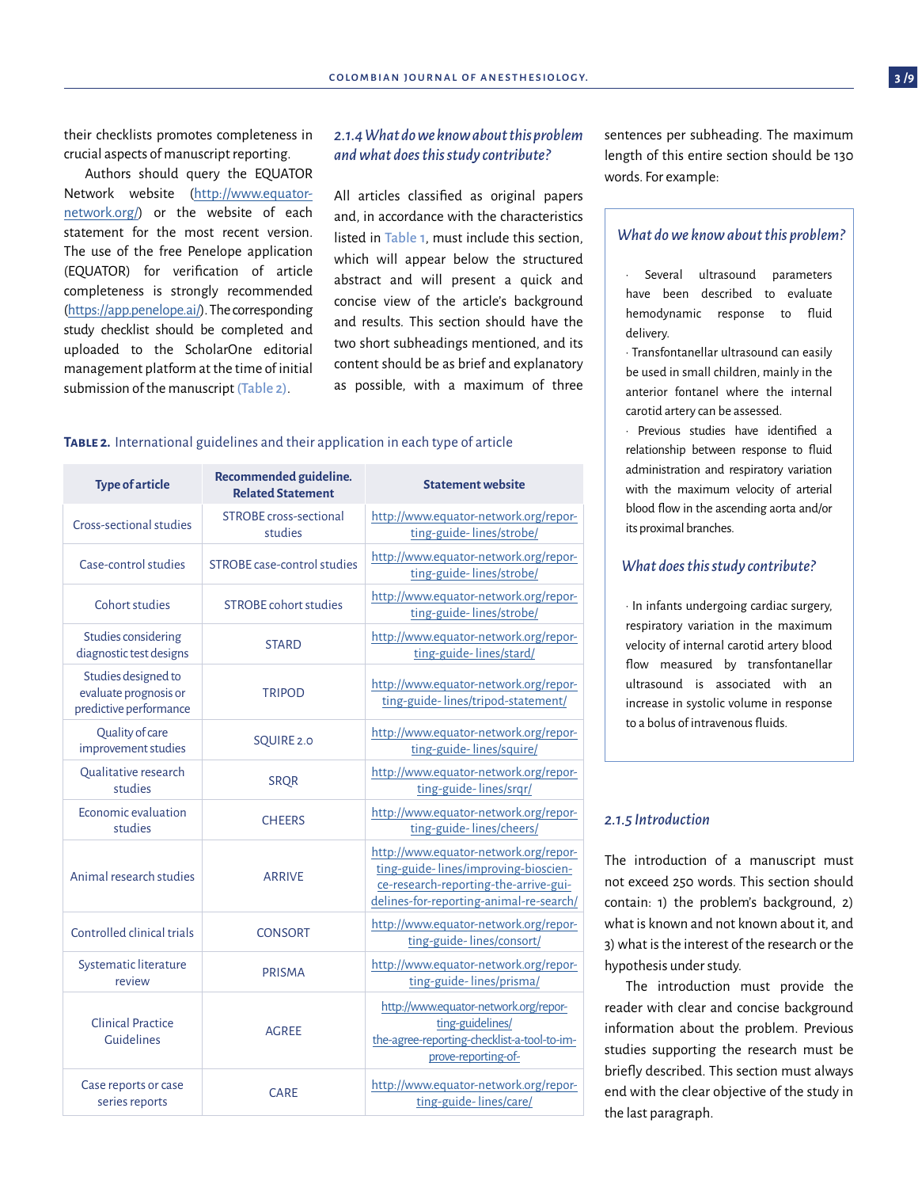their checklists promotes completeness in crucial aspects of manuscript reporting.

Authors should query the EQUATOR Network website (http://www.equator-network.org/) or the website of each statement for the most recent version. The use of the free Penelope application (EQUATOR) for verification of article completeness is strongly recommended (https://app.penelope.ai/). The corresponding study checklist should be completed and uploaded to the ScholarOne editorial management platform at the time of initial submission of the manuscript (Table 2).

**Table 2.** International guidelines and their application in each type of article

| Type of article | Recommended guideline. Related Statement | Statement website |
|---|---|---|
| Cross-sectional studies | STROBE cross-sectional studies | http://www.equator-network.org/reporting-guide- lines/strobe/ |
| Case-control studies | STROBE case-control studies | http://www.equator-network.org/reporting-guide- lines/strobe/ |
| Cohort studies | STROBE cohort studies | http://www.equator-network.org/reporting-guide- lines/strobe/ |
| Studies considering diagnostic test designs | STARD | http://www.equator-network.org/reporting-guide- lines/stard/ |
| Studies designed to evaluate prognosis or predictive performance | TRIPOD | http://www.equator-network.org/reporting-guide- lines/tripod-statement/ |
| Quality of care improvement studies | SQUIRE 2.0 | http://www.equator-network.org/reporting-guide- lines/squire/ |
| Qualitative research studies | SRQR | http://www.equator-network.org/reporting-guide- lines/srqr/ |
| Economic evaluation studies | CHEERS | http://www.equator-network.org/reporting-guide- lines/cheers/ |
| Animal research studies | ARRIVE | http://www.equator-network.org/reporting-guide- lines/improving-bioscience-research-reporting-the-arrive-guidelines-for-reporting-animal-re-search/ |
| Controlled clinical trials | CONSORT | http://www.equator-network.org/reporting-guide- lines/consort/ |
| Systematic literature review | PRISMA | http://www.equator-network.org/reporting-guide- lines/prisma/ |
| Clinical Practice Guidelines | AGREE | http://www.equator-network.org/reporting-guidelines/the-agree-reporting-checklist-a-tool-to-improve-reporting-of- |
| Case reports or case series reports | CARE | http://www.equator-network.org/reporting-guide- lines/care/ |

### *2.1.4 What do we know about this problem and what does this study contribute?*

All articles classified as original papers and, in accordance with the characteristics listed in Table 1, must include this section, which will appear below the structured abstract and will present a quick and concise view of the article's background and results. This section should have the two short subheadings mentioned, and its content should be as brief and explanatory as possible, with a maximum of three sentences per subheading. The maximum length of this entire section should be 130 words. For example:

> ***What do we know about this problem?***
>
> · Several ultrasound parameters have been described to evaluate hemodynamic response to fluid delivery.
> · Transfontanellar ultrasound can easily be used in small children, mainly in the anterior fontanel where the internal carotid artery can be assessed.
> · Previous studies have identified a relationship between response to fluid administration and respiratory variation with the maximum velocity of arterial blood flow in the ascending aorta and/or its proximal branches.
>
> ***What does this study contribute?***
>
> · In infants undergoing cardiac surgery, respiratory variation in the maximum velocity of internal carotid artery blood flow measured by transfontanellar ultrasound is associated with an increase in systolic volume in response to a bolus of intravenous fluids.

### *2.1.5 Introduction*

The introduction of a manuscript must not exceed 250 words. This section should contain: 1) the problem's background, 2) what is known and not known about it, and 3) what is the interest of the research or the hypothesis under study.

The introduction must provide the reader with clear and concise background information about the problem. Previous studies supporting the research must be briefly described. This section must always end with the clear objective of the study in the last paragraph.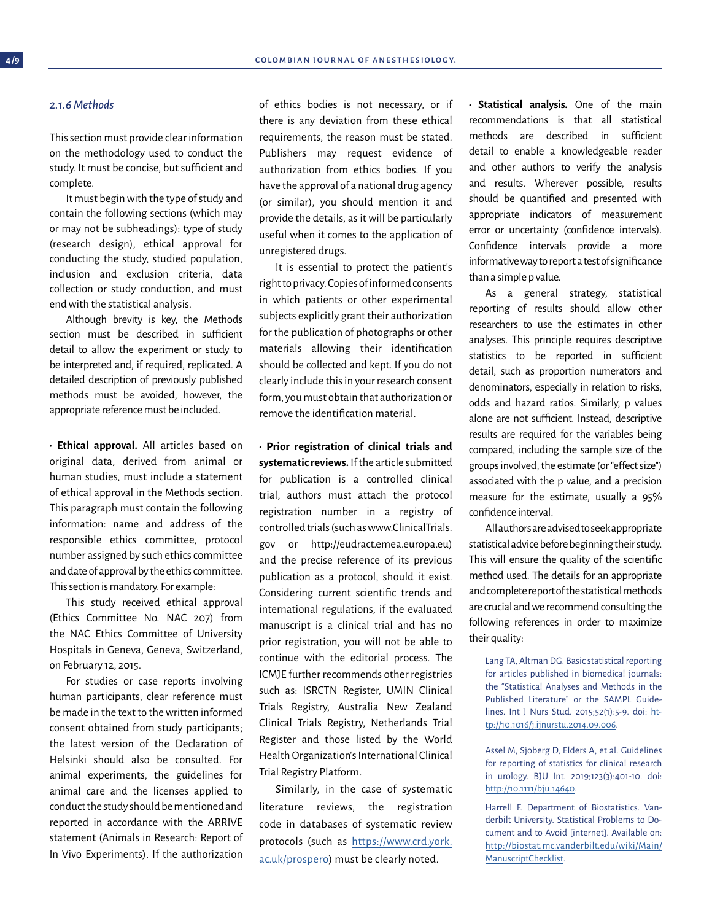### *2.1.6 Methods*

This section must provide clear information on the methodology used to conduct the study. It must be concise, but sufficient and complete.

It must begin with the type of study and contain the following sections (which may or may not be subheadings): type of study (research design), ethical approval for conducting the study, studied population, inclusion and exclusion criteria, data collection or study conduction, and must end with the statistical analysis.

Although brevity is key, the Methods section must be described in sufficient detail to allow the experiment or study to be interpreted and, if required, replicated. A detailed description of previously published methods must be avoided, however, the appropriate reference must be included.

· **Ethical approval.** All articles based on original data, derived from animal or human studies, must include a statement of ethical approval in the Methods section. This paragraph must contain the following information: name and address of the responsible ethics committee, protocol number assigned by such ethics committee and date of approval by the ethics committee. This section is mandatory. For example:

This study received ethical approval (Ethics Committee No. NAC 207) from the NAC Ethics Committee of University Hospitals in Geneva, Geneva, Switzerland, on February 12, 2015.

For studies or case reports involving human participants, clear reference must be made in the text to the written informed consent obtained from study participants; the latest version of the Declaration of Helsinki should also be consulted. For animal experiments, the guidelines for animal care and the licenses applied to conduct the study should be mentioned and reported in accordance with the ARRIVE statement (Animals in Research: Report of In Vivo Experiments). If the authorization of ethics bodies is not necessary, or if there is any deviation from these ethical requirements, the reason must be stated. Publishers may request evidence of authorization from ethics bodies. If you have the approval of a national drug agency (or similar), you should mention it and provide the details, as it will be particularly useful when it comes to the application of unregistered drugs.

It is essential to protect the patient's right to privacy. Copies of informed consents in which patients or other experimental subjects explicitly grant their authorization for the publication of photographs or other materials allowing their identification should be collected and kept. If you do not clearly include this in your research consent form, you must obtain that authorization or remove the identification material.

· **Prior registration of clinical trials and systematic reviews.** If the article submitted for publication is a controlled clinical trial, authors must attach the protocol registration number in a registry of controlled trials (such as www.ClinicalTrials.gov or http://eudract.emea.europa.eu) and the precise reference of its previous publication as a protocol, should it exist. Considering current scientific trends and international regulations, if the evaluated manuscript is a clinical trial and has no prior registration, you will not be able to continue with the editorial process. The ICMJE further recommends other registries such as: ISRCTN Register, UMIN Clinical Trials Registry, Australia New Zealand Clinical Trials Registry, Netherlands Trial Register and those listed by the World Health Organization's International Clinical Trial Registry Platform.

Similarly, in the case of systematic literature reviews, the registration code in databases of systematic review protocols (such as https://www.crd.york.ac.uk/prospero) must be clearly noted.

· **Statistical analysis.** One of the main recommendations is that all statistical methods are described in sufficient detail to enable a knowledgeable reader and other authors to verify the analysis and results. Wherever possible, results should be quantified and presented with appropriate indicators of measurement error or uncertainty (confidence intervals). Confidence intervals provide a more informative way to report a test of significance than a simple p value.

As a general strategy, statistical reporting of results should allow other researchers to use the estimates in other analyses. This principle requires descriptive statistics to be reported in sufficient detail, such as proportion numerators and denominators, especially in relation to risks, odds and hazard ratios. Similarly, p values alone are not sufficient. Instead, descriptive results are required for the variables being compared, including the sample size of the groups involved, the estimate (or "effect size") associated with the p value, and a precision measure for the estimate, usually a 95% confidence interval.

All authors are advised to seek appropriate statistical advice before beginning their study. This will ensure the quality of the scientific method used. The details for an appropriate and complete report of the statistical methods are crucial and we recommend consulting the following references in order to maximize their quality:

Lang TA, Altman DG. Basic statistical reporting for articles published in biomedical journals: the "Statistical Analyses and Methods in the Published Literature" or the SAMPL Guidelines. Int J Nurs Stud. 2015;52(1):5-9. doi: http://10.1016/j.ijnurstu.2014.09.006.

Assel M, Sjoberg D, Elders A, et al. Guidelines for reporting of statistics for clinical research in urology. BJU Int. 2019;123(3):401-10. doi: http://10.1111/bju.14640.

Harrell F. Department of Biostatistics. Vanderbilt University. Statistical Problems to Document and to Avoid [internet]. Available on: http://biostat.mc.vanderbilt.edu/wiki/Main/ManuscriptChecklist.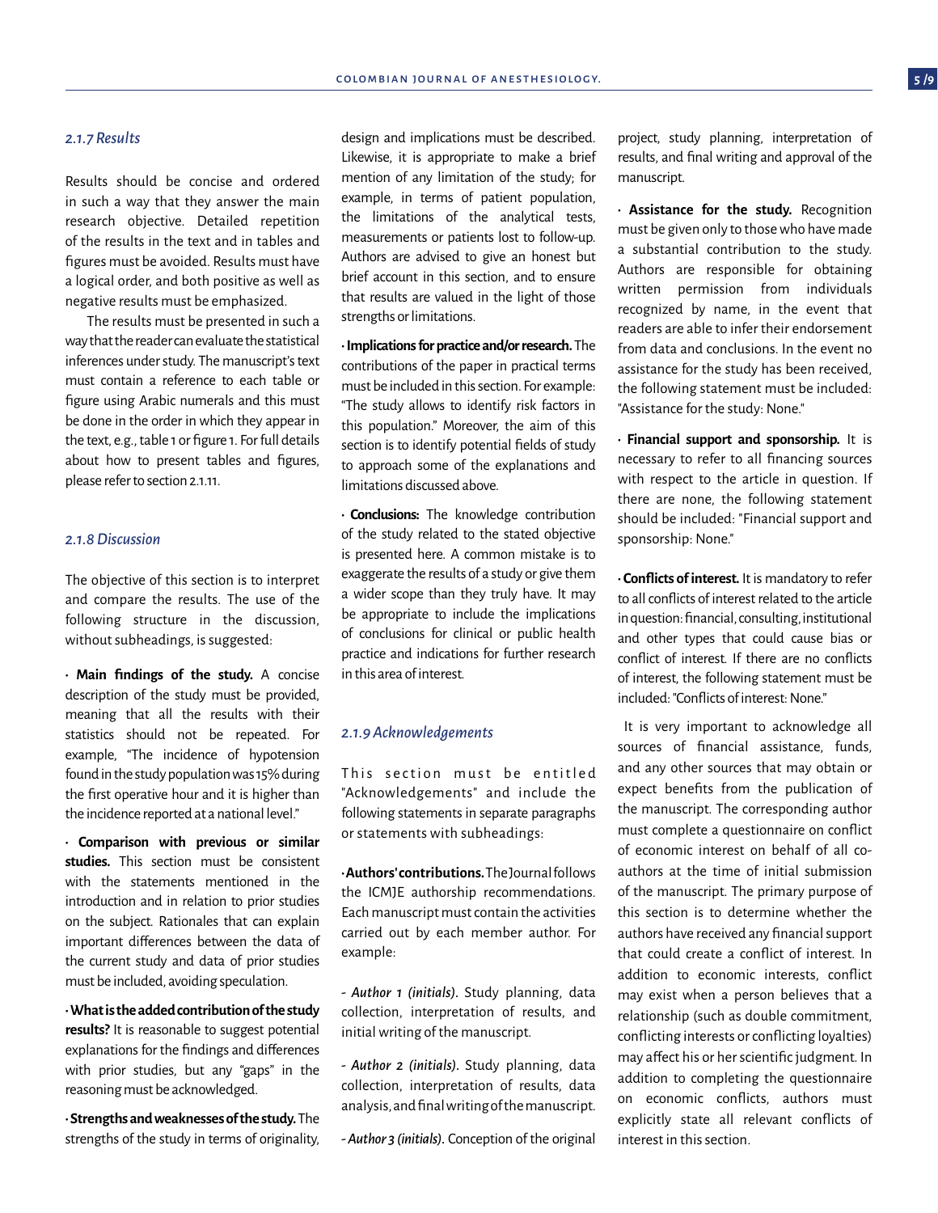### 2.1.7 Results

Results should be concise and ordered in such a way that they answer the main research objective. Detailed repetition of the results in the text and in tables and figures must be avoided. Results must have a logical order, and both positive as well as negative results must be emphasized.

The results must be presented in such a way that the reader can evaluate the statistical inferences under study. The manuscript's text must contain a reference to each table or figure using Arabic numerals and this must be done in the order in which they appear in the text, e.g., table 1 or figure 1. For full details about how to present tables and figures, please refer to section 2.1.11.

### 2.1.8 Discussion

The objective of this section is to interpret and compare the results. The use of the following structure in the discussion, without subheadings, is suggested:

· **Main findings of the study.** A concise description of the study must be provided, meaning that all the results with their statistics should not be repeated. For example, "The incidence of hypotension found in the study population was 15% during the first operative hour and it is higher than the incidence reported at a national level."

· **Comparison with previous or similar studies.** This section must be consistent with the statements mentioned in the introduction and in relation to prior studies on the subject. Rationales that can explain important differences between the data of the current study and data of prior studies must be included, avoiding speculation.

· **What is the added contribution of the study results?** It is reasonable to suggest potential explanations for the findings and differences with prior studies, but any "gaps" in the reasoning must be acknowledged.

· **Strengths and weaknesses of the study.** The strengths of the study in terms of originality, design and implications must be described. Likewise, it is appropriate to make a brief mention of any limitation of the study; for example, in terms of patient population, the limitations of the analytical tests, measurements or patients lost to follow-up. Authors are advised to give an honest but brief account in this section, and to ensure that results are valued in the light of those strengths or limitations.

· **Implications for practice and/or research.** The contributions of the paper in practical terms must be included in this section. For example: "The study allows to identify risk factors in this population." Moreover, the aim of this section is to identify potential fields of study to approach some of the explanations and limitations discussed above.

· **Conclusions:** The knowledge contribution of the study related to the stated objective is presented here. A common mistake is to exaggerate the results of a study or give them a wider scope than they truly have. It may be appropriate to include the implications of conclusions for clinical or public health practice and indications for further research in this area of interest.

### 2.1.9 Acknowledgements

This section must be entitled "Acknowledgements" and include the following statements in separate paragraphs or statements with subheadings:

· **Authors' contributions.** The Journal follows the ICMJE authorship recommendations. Each manuscript must contain the activities carried out by each member author. For example:

- *Author 1 (initials)*. Study planning, data collection, interpretation of results, and initial writing of the manuscript.

- *Author 2 (initials)*. Study planning, data collection, interpretation of results, data analysis, and final writing of the manuscript.

- *Author 3 (initials)*. Conception of the original project, study planning, interpretation of results, and final writing and approval of the manuscript.

· **Assistance for the study.** Recognition must be given only to those who have made a substantial contribution to the study. Authors are responsible for obtaining written permission from individuals recognized by name, in the event that readers are able to infer their endorsement from data and conclusions. In the event no assistance for the study has been received, the following statement must be included: "Assistance for the study: None."

· **Financial support and sponsorship.** It is necessary to refer to all financing sources with respect to the article in question. If there are none, the following statement should be included: "Financial support and sponsorship: None."

· **Conflicts of interest.** It is mandatory to refer to all conflicts of interest related to the article in question: financial, consulting, institutional and other types that could cause bias or conflict of interest. If there are no conflicts of interest, the following statement must be included: "Conflicts of interest: None."

It is very important to acknowledge all sources of financial assistance, funds, and any other sources that may obtain or expect benefits from the publication of the manuscript. The corresponding author must complete a questionnaire on conflict of economic interest on behalf of all co-authors at the time of initial submission of the manuscript. The primary purpose of this section is to determine whether the authors have received any financial support that could create a conflict of interest. In addition to economic interests, conflict may exist when a person believes that a relationship (such as double commitment, conflicting interests or conflicting loyalties) may affect his or her scientific judgment. In addition to completing the questionnaire on economic conflicts, authors must explicitly state all relevant conflicts of interest in this section.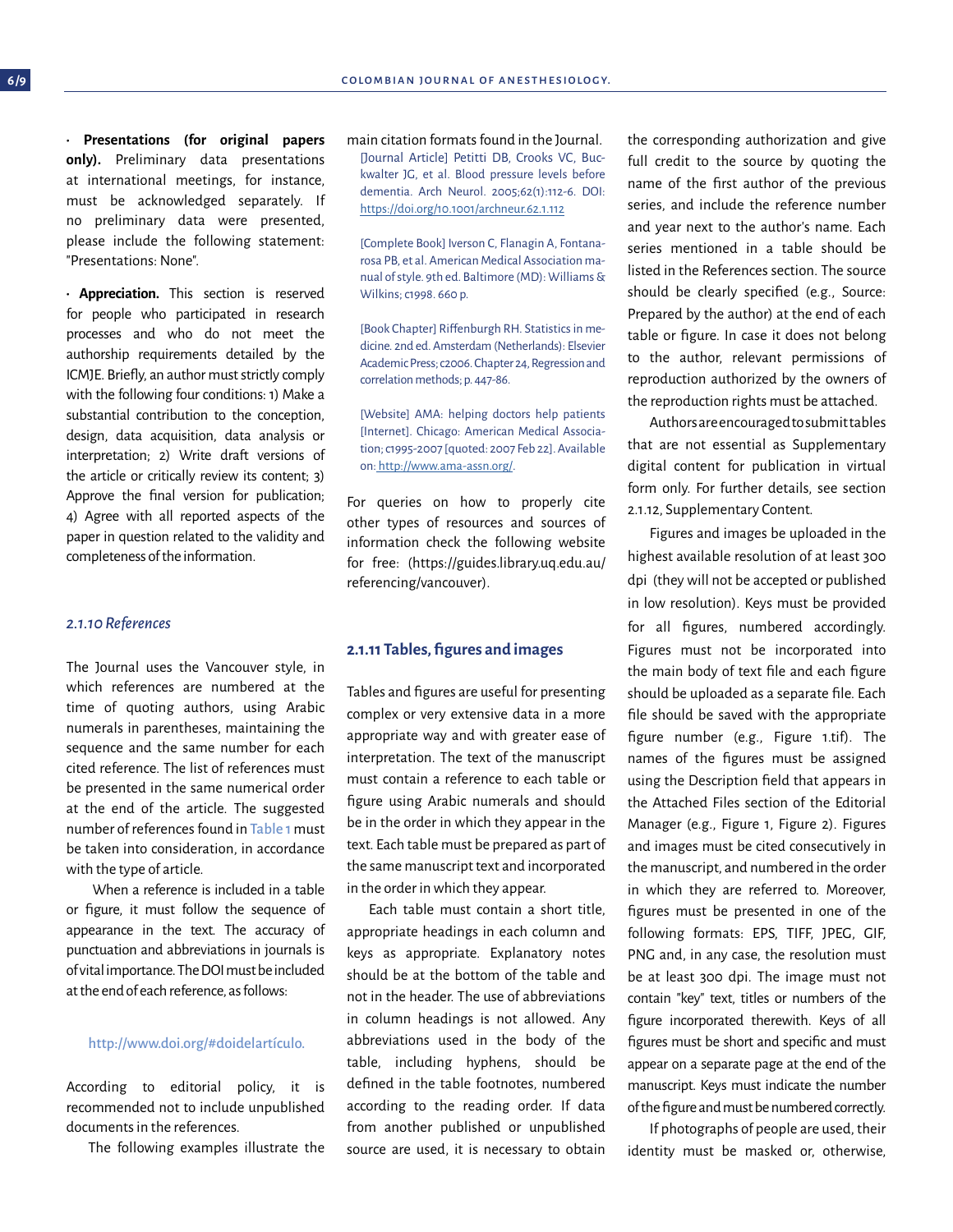- **Presentations (for original papers only).** Preliminary data presentations at international meetings, for instance, must be acknowledged separately. If no preliminary data were presented, please include the following statement: "Presentations: None".

- **Appreciation.** This section is reserved for people who participated in research processes and who do not meet the authorship requirements detailed by the ICMJE. Briefly, an author must strictly comply with the following four conditions: 1) Make a substantial contribution to the conception, design, data acquisition, data analysis or interpretation; 2) Write draft versions of the article or critically review its content; 3) Approve the final version for publication; 4) Agree with all reported aspects of the paper in question related to the validity and completeness of the information.

### *2.1.10 References*

The Journal uses the Vancouver style, in which references are numbered at the time of quoting authors, using Arabic numerals in parentheses, maintaining the sequence and the same number for each cited reference. The list of references must be presented in the same numerical order at the end of the article. The suggested number of references found in Table 1 must be taken into consideration, in accordance with the type of article.

When a reference is included in a table or figure, it must follow the sequence of appearance in the text. The accuracy of punctuation and abbreviations in journals is of vital importance. The DOI must be included at the end of each reference, as follows:

http://www.doi.org/#doidelartículo.

According to editorial policy, it is recommended not to include unpublished documents in the references.

The following examples illustrate the main citation formats found in the Journal.

[Journal Article] Petitti DB, Crooks VC, Buckwalter JG, et al. Blood pressure levels before dementia. Arch Neurol. 2005;62(1):112-6. DOI: https://doi.org/10.1001/archneur.62.1.112

[Complete Book] Iverson C, Flanagin A, Fontanarosa PB, et al. American Medical Association manual of style. 9th ed. Baltimore (MD): Williams & Wilkins; c1998. 660 p.

[Book Chapter] Riffenburgh RH. Statistics in medicine. 2nd ed. Amsterdam (Netherlands): Elsevier Academic Press; c2006. Chapter 24, Regression and correlation methods; p. 447-86.

[Website] AMA: helping doctors help patients [Internet]. Chicago: American Medical Association; c1995-2007 [quoted: 2007 Feb 22]. Available on: http://www.ama-assn.org/.

For queries on how to properly cite other types of resources and sources of information check the following website for free: (https://guides.library.uq.edu.au/referencing/vancouver).

### 2.1.11 Tables, figures and images

Tables and figures are useful for presenting complex or very extensive data in a more appropriate way and with greater ease of interpretation. The text of the manuscript must contain a reference to each table or figure using Arabic numerals and should be in the order in which they appear in the text. Each table must be prepared as part of the same manuscript text and incorporated in the order in which they appear.

Each table must contain a short title, appropriate headings in each column and keys as appropriate. Explanatory notes should be at the bottom of the table and not in the header. The use of abbreviations in column headings is not allowed. Any abbreviations used in the body of the table, including hyphens, should be defined in the table footnotes, numbered according to the reading order. If data from another published or unpublished source are used, it is necessary to obtain the corresponding authorization and give full credit to the source by quoting the name of the first author of the previous series, and include the reference number and year next to the author's name. Each series mentioned in a table should be listed in the References section. The source should be clearly specified (e.g., Source: Prepared by the author) at the end of each table or figure. In case it does not belong to the author, relevant permissions of reproduction authorized by the owners of the reproduction rights must be attached.

Authors are encouraged to submit tables that are not essential as Supplementary digital content for publication in virtual form only. For further details, see section 2.1.12, Supplementary Content.

Figures and images be uploaded in the highest available resolution of at least 300 dpi (they will not be accepted or published in low resolution). Keys must be provided for all figures, numbered accordingly. Figures must not be incorporated into the main body of text file and each figure should be uploaded as a separate file. Each file should be saved with the appropriate figure number (e.g., Figure 1.tif). The names of the figures must be assigned using the Description field that appears in the Attached Files section of the Editorial Manager (e.g., Figure 1, Figure 2). Figures and images must be cited consecutively in the manuscript, and numbered in the order in which they are referred to. Moreover, figures must be presented in one of the following formats: EPS, TIFF, JPEG, GIF, PNG and, in any case, the resolution must be at least 300 dpi. The image must not contain "key" text, titles or numbers of the figure incorporated therewith. Keys of all figures must be short and specific and must appear on a separate page at the end of the manuscript. Keys must indicate the number of the figure and must be numbered correctly.

If photographs of people are used, their identity must be masked or, otherwise,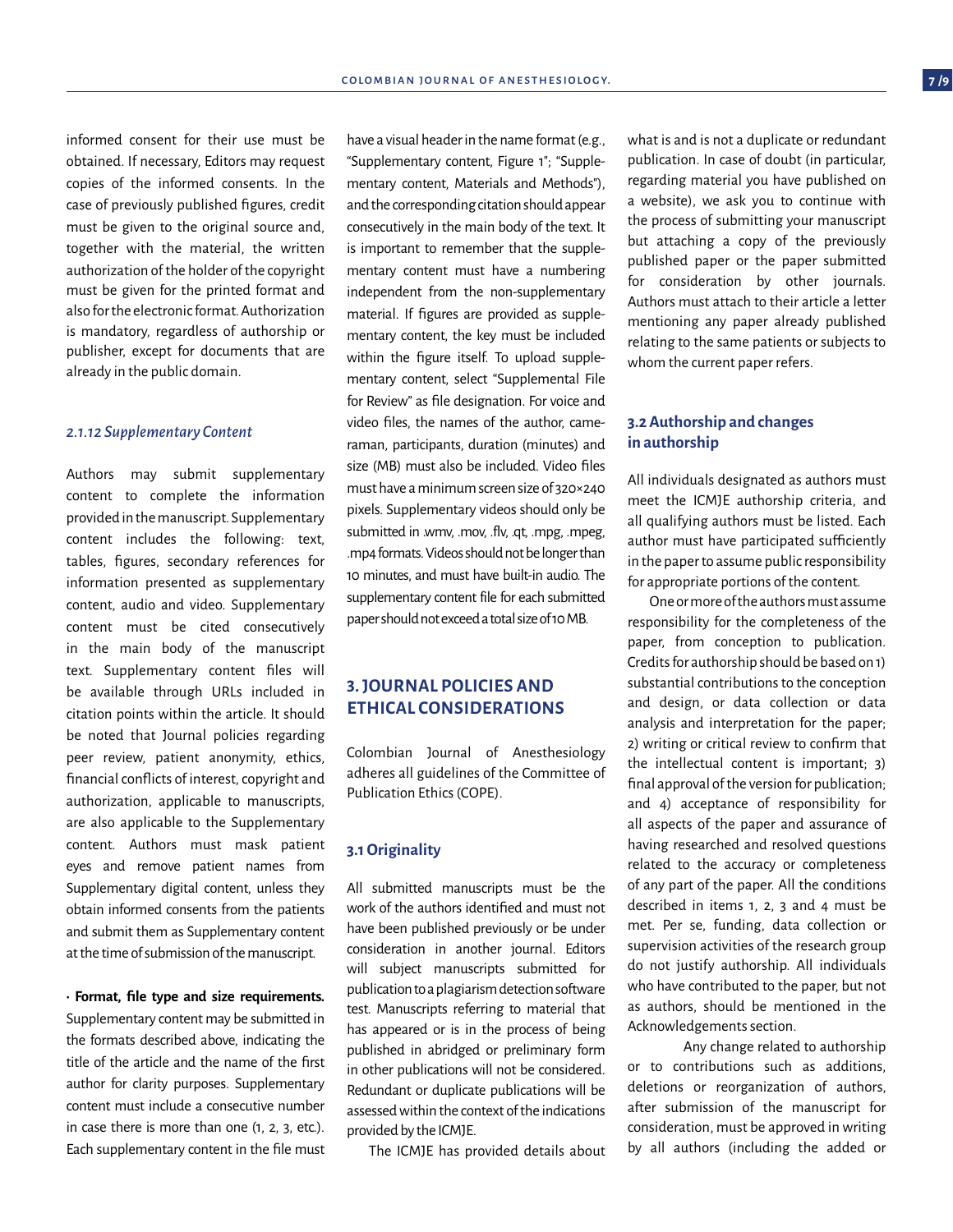informed consent for their use must be obtained. If necessary, Editors may request copies of the informed consents. In the case of previously published figures, credit must be given to the original source and, together with the material, the written authorization of the holder of the copyright must be given for the printed format and also for the electronic format. Authorization is mandatory, regardless of authorship or publisher, except for documents that are already in the public domain.

#### *2.1.12 Supplementary Content*

Authors may submit supplementary content to complete the information provided in the manuscript. Supplementary content includes the following: text, tables, figures, secondary references for information presented as supplementary content, audio and video. Supplementary content must be cited consecutively in the main body of the manuscript text. Supplementary content files will be available through URLs included in citation points within the article. It should be noted that Journal policies regarding peer review, patient anonymity, ethics, financial conflicts of interest, copyright and authorization, applicable to manuscripts, are also applicable to the Supplementary content. Authors must mask patient eyes and remove patient names from Supplementary digital content, unless they obtain informed consents from the patients and submit them as Supplementary content at the time of submission of the manuscript.

- **Format, file type and size requirements.** Supplementary content may be submitted in the formats described above, indicating the title of the article and the name of the first author for clarity purposes. Supplementary content must include a consecutive number in case there is more than one (1, 2, 3, etc.). Each supplementary content in the file must have a visual header in the name format (e.g., "Supplementary content, Figure 1"; "Supplementary content, Materials and Methods"), and the corresponding citation should appear consecutively in the main body of the text. It is important to remember that the supplementary content must have a numbering independent from the non-supplementary material. If figures are provided as supplementary content, the key must be included within the figure itself. To upload supplementary content, select "Supplemental File for Review" as file designation. For voice and video files, the names of the author, cameraman, participants, duration (minutes) and size (MB) must also be included. Video files must have a minimum screen size of 320×240 pixels. Supplementary videos should only be submitted in .wmv, .mov, .flv, .qt, .mpg, .mpeg, .mp4 formats. Videos should not be longer than 10 minutes, and must have built-in audio. The supplementary content file for each submitted paper should not exceed a total size of 10 MB.

## 3. JOURNAL POLICIES AND ETHICAL CONSIDERATIONS

Colombian Journal of Anesthesiology adheres all guidelines of the Committee of Publication Ethics (COPE).

### 3.1 Originality

All submitted manuscripts must be the work of the authors identified and must not have been published previously or be under consideration in another journal. Editors will subject manuscripts submitted for publication to a plagiarism detection software test. Manuscripts referring to material that has appeared or is in the process of being published in abridged or preliminary form in other publications will not be considered. Redundant or duplicate publications will be assessed within the context of the indications provided by the ICMJE.

The ICMJE has provided details about what is and is not a duplicate or redundant publication. In case of doubt (in particular, regarding material you have published on a website), we ask you to continue with the process of submitting your manuscript but attaching a copy of the previously published paper or the paper submitted for consideration by other journals. Authors must attach to their article a letter mentioning any paper already published relating to the same patients or subjects to whom the current paper refers.

### 3.2 Authorship and changes in authorship

All individuals designated as authors must meet the ICMJE authorship criteria, and all qualifying authors must be listed. Each author must have participated sufficiently in the paper to assume public responsibility for appropriate portions of the content.

One or more of the authors must assume responsibility for the completeness of the paper, from conception to publication. Credits for authorship should be based on 1) substantial contributions to the conception and design, or data collection or data analysis and interpretation for the paper; 2) writing or critical review to confirm that the intellectual content is important; 3) final approval of the version for publication; and 4) acceptance of responsibility for all aspects of the paper and assurance of having researched and resolved questions related to the accuracy or completeness of any part of the paper. All the conditions described in items 1, 2, 3 and 4 must be met. Per se, funding, data collection or supervision activities of the research group do not justify authorship. All individuals who have contributed to the paper, but not as authors, should be mentioned in the Acknowledgements section.

Any change related to authorship or to contributions such as additions, deletions or reorganization of authors, after submission of the manuscript for consideration, must be approved in writing by all authors (including the added or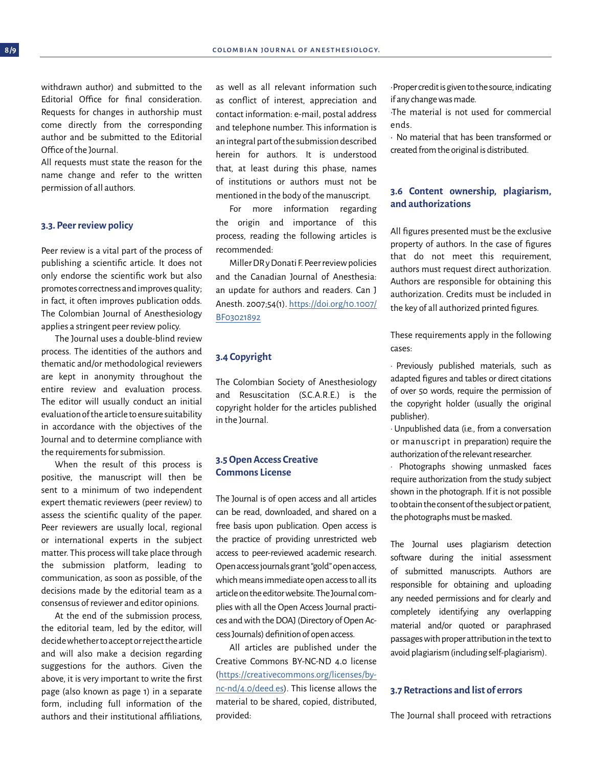withdrawn author) and submitted to the Editorial Office for final consideration. Requests for changes in authorship must come directly from the corresponding author and be submitted to the Editorial Office of the Journal.

All requests must state the reason for the name change and refer to the written permission of all authors.

### 3.3. Peer review policy

Peer review is a vital part of the process of publishing a scientific article. It does not only endorse the scientific work but also promotes correctness and improves quality; in fact, it often improves publication odds. The Colombian Journal of Anesthesiology applies a stringent peer review policy.

The Journal uses a double-blind review process. The identities of the authors and thematic and/or methodological reviewers are kept in anonymity throughout the entire review and evaluation process. The editor will usually conduct an initial evaluation of the article to ensure suitability in accordance with the objectives of the Journal and to determine compliance with the requirements for submission.

When the result of this process is positive, the manuscript will then be sent to a minimum of two independent expert thematic reviewers (peer review) to assess the scientific quality of the paper. Peer reviewers are usually local, regional or international experts in the subject matter. This process will take place through the submission platform, leading to communication, as soon as possible, of the decisions made by the editorial team as a consensus of reviewer and editor opinions.

At the end of the submission process, the editorial team, led by the editor, will decide whether to accept or reject the article and will also make a decision regarding suggestions for the authors. Given the above, it is very important to write the first page (also known as page 1) in a separate form, including full information of the authors and their institutional affiliations, as well as all relevant information such as conflict of interest, appreciation and contact information: e-mail, postal address and telephone number. This information is an integral part of the submission described herein for authors. It is understood that, at least during this phase, names of institutions or authors must not be mentioned in the body of the manuscript.

For more information regarding the origin and importance of this process, reading the following articles is recommended:

Miller DR y Donati F. Peer review policies and the Canadian Journal of Anesthesia: an update for authors and readers. Can J Anesth. 2007;54(1). https://doi.org/10.1007/BF03021892

### 3.4 Copyright

The Colombian Society of Anesthesiology and Resuscitation (S.C.A.R.E.) is the copyright holder for the articles published in the Journal.

### 3.5 Open Access Creative Commons License

The Journal is of open access and all articles can be read, downloaded, and shared on a free basis upon publication. Open access is the practice of providing unrestricted web access to peer-reviewed academic research. Open access journals grant "gold" open access, which means immediate open access to all its article on the editor website. The Journal complies with all the Open Access Journal practices and with the DOAJ (Directory of Open Access Journals) definition of open access.

All articles are published under the Creative Commons BY-NC-ND 4.0 license (https://creativecommons.org/licenses/by-nc-nd/4.0/deed.es). This license allows the material to be shared, copied, distributed, provided:

· Proper credit is given to the source, indicating if any change was made.

· The material is not used for commercial ends.

· No material that has been transformed or created from the original is distributed.

### 3.6 Content ownership, plagiarism, and authorizations

All figures presented must be the exclusive property of authors. In the case of figures that do not meet this requirement, authors must request direct authorization. Authors are responsible for obtaining this authorization. Credits must be included in the key of all authorized printed figures.

These requirements apply in the following cases:

· Previously published materials, such as adapted figures and tables or direct citations of over 50 words, require the permission of the copyright holder (usually the original publisher).

· Unpublished data (i.e., from a conversation or manuscript in preparation) require the authorization of the relevant researcher.

· Photographs showing unmasked faces require authorization from the study subject shown in the photograph. If it is not possible to obtain the consent of the subject or patient, the photographs must be masked.

The Journal uses plagiarism detection software during the initial assessment of submitted manuscripts. Authors are responsible for obtaining and uploading any needed permissions and for clearly and completely identifying any overlapping material and/or quoted or paraphrased passages with proper attribution in the text to avoid plagiarism (including self-plagiarism).

### 3.7 Retractions and list of errors

The Journal shall proceed with retractions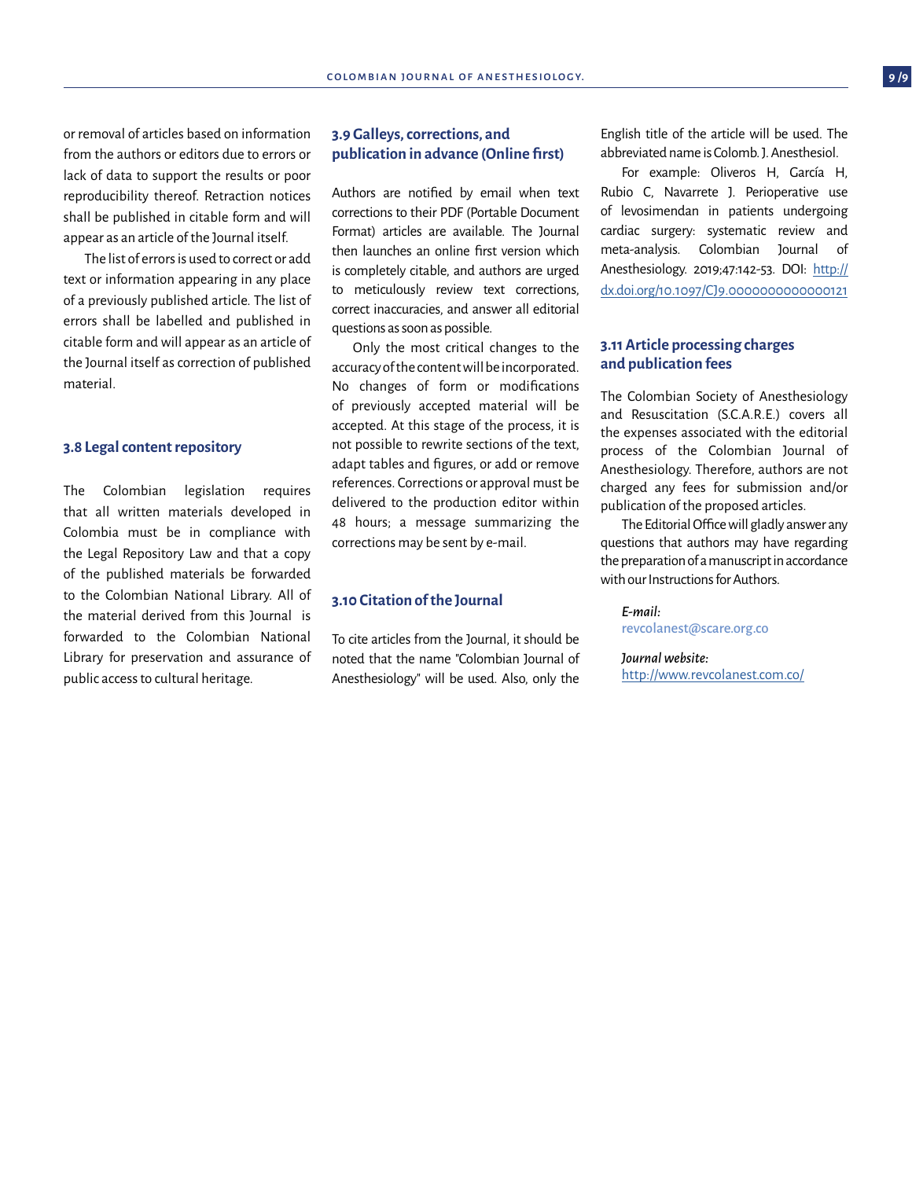or removal of articles based on information from the authors or editors due to errors or lack of data to support the results or poor reproducibility thereof. Retraction notices shall be published in citable form and will appear as an article of the Journal itself.

The list of errors is used to correct or add text or information appearing in any place of a previously published article. The list of errors shall be labelled and published in citable form and will appear as an article of the Journal itself as correction of published material.

### 3.8 Legal content repository

The Colombian legislation requires that all written materials developed in Colombia must be in compliance with the Legal Repository Law and that a copy of the published materials be forwarded to the Colombian National Library. All of the material derived from this Journal is forwarded to the Colombian National Library for preservation and assurance of public access to cultural heritage.

### 3.9 Galleys, corrections, and publication in advance (Online first)

Authors are notified by email when text corrections to their PDF (Portable Document Format) articles are available. The Journal then launches an online first version which is completely citable, and authors are urged to meticulously review text corrections, correct inaccuracies, and answer all editorial questions as soon as possible.

Only the most critical changes to the accuracy of the content will be incorporated. No changes of form or modifications of previously accepted material will be accepted. At this stage of the process, it is not possible to rewrite sections of the text, adapt tables and figures, or add or remove references. Corrections or approval must be delivered to the production editor within 48 hours; a message summarizing the corrections may be sent by e-mail.

### 3.10 Citation of the Journal

To cite articles from the Journal, it should be noted that the name "Colombian Journal of Anesthesiology" will be used. Also, only the English title of the article will be used. The abbreviated name is Colomb. J. Anesthesiol.

For example: Oliveros H, García H, Rubio C, Navarrete J. Perioperative use of levosimendan in patients undergoing cardiac surgery: systematic review and meta-analysis. Colombian Journal of Anesthesiology. 2019;47:142-53. DOI: http://dx.doi.org/10.1097/CJ9.0000000000000121

### 3.11 Article processing charges and publication fees

The Colombian Society of Anesthesiology and Resuscitation (S.C.A.R.E.) covers all the expenses associated with the editorial process of the Colombian Journal of Anesthesiology. Therefore, authors are not charged any fees for submission and/or publication of the proposed articles.

The Editorial Office will gladly answer any questions that authors may have regarding the preparation of a manuscript in accordance with our Instructions for Authors.

*E-mail:*
revcolanest@scare.org.co

*Journal website:*
http://www.revcolanest.com.co/